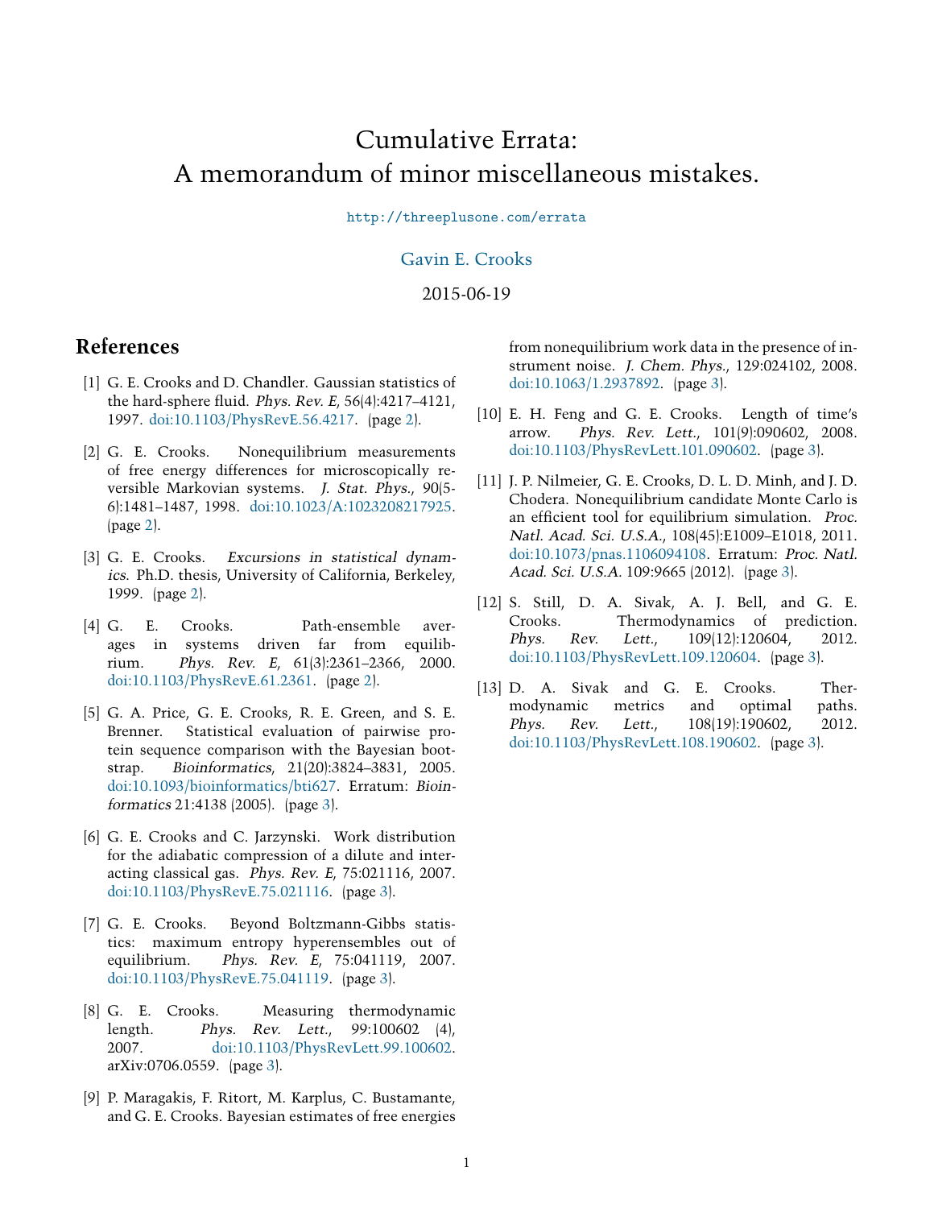# Cumulative Errata: A memorandum of minor miscellaneous mistakes.

http://threeplusone.com/errata

Gavin E. Crooks

2015-06-19

## References

[1] G. E. Crooks and D. Chandler. Gaussian statistics of the hard-sphere fluid. *Phys. Rev. E*, 56(4):4217–4121, 1997. doi:10.1103/PhysRevE.56.4217. (page 2).

[2] G. E. Crooks. Nonequilibrium measurements of free energy differences for microscopically reversible Markovian systems. *J. Stat. Phys.*, 90(5-6):1481–1487, 1998. doi:10.1023/A:1023208217925. (page 2).

[3] G. E. Crooks. *Excursions in statistical dynamics*. Ph.D. thesis, University of California, Berkeley, 1999. (page 2).

[4] G. E. Crooks. Path-ensemble averages in systems driven far from equilibrium. *Phys. Rev. E*, 61(3):2361–2366, 2000. doi:10.1103/PhysRevE.61.2361. (page 2).

[5] G. A. Price, G. E. Crooks, R. E. Green, and S. E. Brenner. Statistical evaluation of pairwise protein sequence comparison with the Bayesian bootstrap. *Bioinformatics*, 21(20):3824–3831, 2005. doi:10.1093/bioinformatics/bti627. Erratum: *Bioinformatics* 21:4138 (2005). (page 3).

[6] G. E. Crooks and C. Jarzynski. Work distribution for the adiabatic compression of a dilute and interacting classical gas. *Phys. Rev. E*, 75:021116, 2007. doi:10.1103/PhysRevE.75.021116. (page 3).

[7] G. E. Crooks. Beyond Boltzmann-Gibbs statistics: maximum entropy hyperensembles out of equilibrium. *Phys. Rev. E*, 75:041119, 2007. doi:10.1103/PhysRevE.75.041119. (page 3).

[8] G. E. Crooks. Measuring thermodynamic length. *Phys. Rev. Lett.*, 99:100602 (4), 2007. doi:10.1103/PhysRevLett.99.100602. arXiv:0706.0559. (page 3).

[9] P. Maragakis, F. Ritort, M. Karplus, C. Bustamante, and G. E. Crooks. Bayesian estimates of free energies from nonequilibrium work data in the presence of instrument noise. *J. Chem. Phys.*, 129:024102, 2008. doi:10.1063/1.2937892. (page 3).

[10] E. H. Feng and G. E. Crooks. Length of time's arrow. *Phys. Rev. Lett.*, 101(9):090602, 2008. doi:10.1103/PhysRevLett.101.090602. (page 3).

[11] J. P. Nilmeier, G. E. Crooks, D. L. D. Minh, and J. D. Chodera. Nonequilibrium candidate Monte Carlo is an efficient tool for equilibrium simulation. *Proc. Natl. Acad. Sci. U.S.A.*, 108(45):E1009–E1018, 2011. doi:10.1073/pnas.1106094108. Erratum: *Proc. Natl. Acad. Sci. U.S.A.* 109:9665 (2012). (page 3).

[12] S. Still, D. A. Sivak, A. J. Bell, and G. E. Crooks. Thermodynamics of prediction. *Phys. Rev. Lett.*, 109(12):120604, 2012. doi:10.1103/PhysRevLett.109.120604. (page 3).

[13] D. A. Sivak and G. E. Crooks. Thermodynamic metrics and optimal paths. *Phys. Rev. Lett.*, 108(19):190602, 2012. doi:10.1103/PhysRevLett.108.190602. (page 3).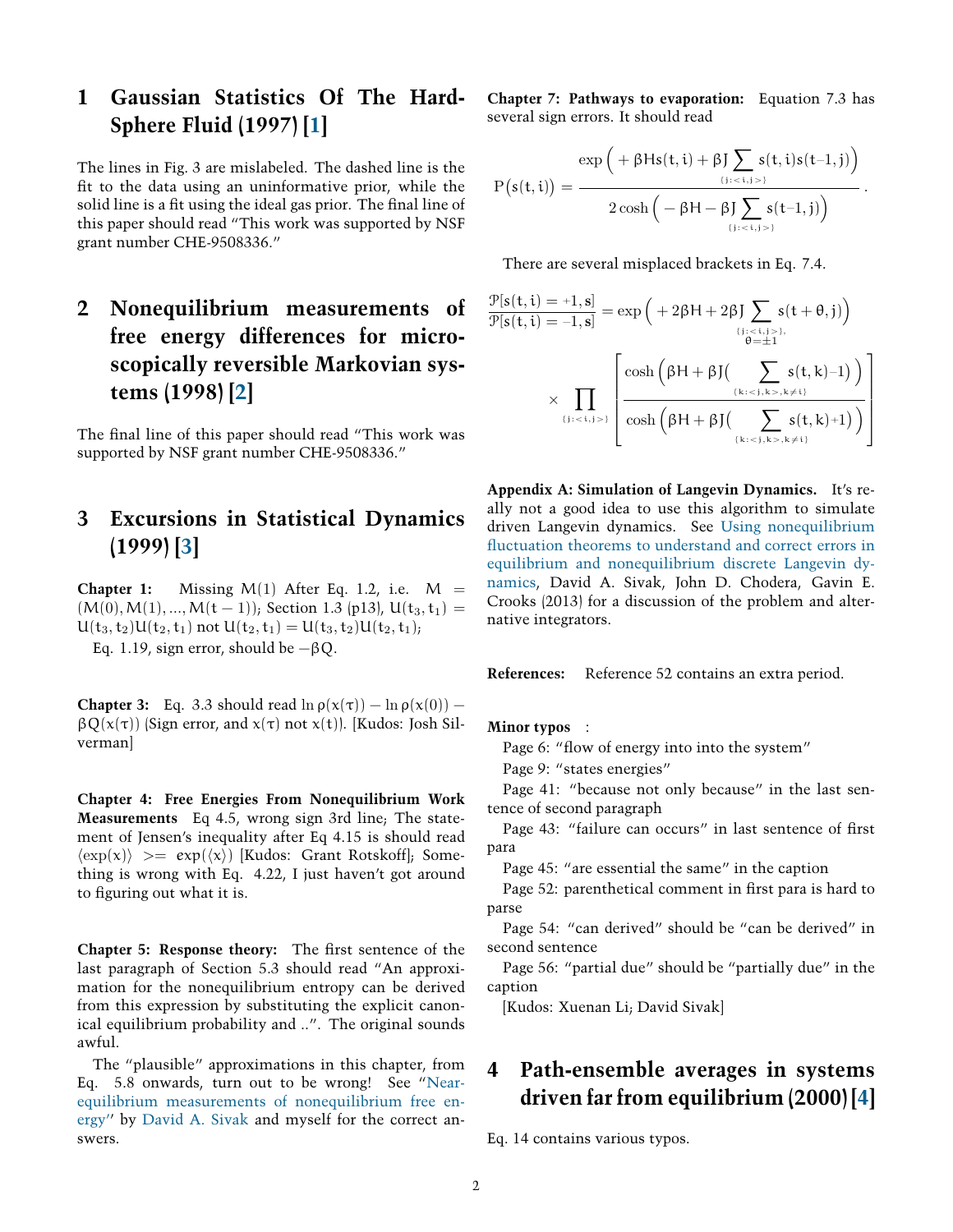# 1 Gaussian Statistics Of The Hard-Sphere Fluid (1997) [1]

The lines in Fig. 3 are mislabeled. The dashed line is the fit to the data using an uninformative prior, while the solid line is a fit using the ideal gas prior. The final line of this paper should read "This work was supported by NSF grant number CHE-9508336."

# 2 Nonequilibrium measurements of free energy differences for microscopically reversible Markovian systems (1998) [2]

The final line of this paper should read "This work was supported by NSF grant number CHE-9508336."

# 3 Excursions in Statistical Dynamics (1999) [3]

**Chapter 1:** Missing $M(1)$ After Eq. 1.2, i.e. $M = (M(0), M(1), ..., M(t-1))$; Section 1.3 (p13), $U(t_3, t_1) = U(t_3, t_2)U(t_2, t_1)$ not $U(t_2, t_1) = U(t_3, t_2)U(t_2, t_1)$;

Eq. 1.19, sign error, should be $-\beta Q$.

**Chapter 3:** Eq. 3.3 should read $\ln \rho(x(\tau)) - \ln \rho(x(0)) - \beta Q(x(\tau))$ (Sign error, and $x(\tau)$ not $x(t)$). [Kudos: Josh Silverman]

**Chapter 4: Free Energies From Nonequilibrium Work Measurements** Eq 4.5, wrong sign 3rd line; The statement of Jensen's inequality after Eq 4.15 is should read $\langle \exp(x) \rangle \;>= \exp(\langle x \rangle)$ [Kudos: Grant Rotskoff]; Something is wrong with Eq. 4.22, I just haven't got around to figuring out what it is.

**Chapter 5: Response theory:** The first sentence of the last paragraph of Section 5.3 should read "An approximation for the nonequilibrium entropy can be derived from this expression by substituting the explicit canonical equilibrium probability and ..". The original sounds awful.

The "plausible" approximations in this chapter, from Eq. 5.8 onwards, turn out to be wrong! See "Near-equilibrium measurements of nonequilibrium free energy" by David A. Sivak and myself for the correct answers.

**Chapter 7: Pathways to evaporation:** Equation 7.3 has several sign errors. It should read

$$P\big(s(t,i)\big) = \frac{\exp\Big(+\beta H s(t,i) + \beta J \sum_{\{j:<i,j>\}} s(t,i)s(t-1,j)\Big)}{2\cosh\Big(-\beta H - \beta J \sum_{\{j:<i,j>\}} s(t-1,j)\Big)} .$$

There are several misplaced brackets in Eq. 7.4.

$$\frac{\mathcal{P}[s(t,i)=+1,\mathbf{s}]}{\mathcal{P}[s(t,i)=-1,\mathbf{s}]} = \exp\Big(+2\beta H + 2\beta J \sum_{\substack{\{j:<i,j>\},\\ \theta=\pm 1}} s(t+\theta,j)\Big) \times \prod_{\{j:<i,j>\}} \left[\frac{\cosh\Big(\beta H + \beta J\big(\sum_{\{k:<j,k>,k\neq i\}} s(t,k) - 1\big)\Big)}{\cosh\Big(\beta H + \beta J\big(\sum_{\{k:<j,k>,k\neq i\}} s(t,k) + 1\big)\Big)}\right]$$

**Appendix A: Simulation of Langevin Dynamics.** It's really not a good idea to use this algorithm to simulate driven Langevin dynamics. See Using nonequilibrium fluctuation theorems to understand and correct errors in equilibrium and nonequilibrium discrete Langevin dynamics, David A. Sivak, John D. Chodera, Gavin E. Crooks (2013) for a discussion of the problem and alternative integrators.

**References:** Reference 52 contains an extra period.

**Minor typos** :

Page 6: "flow of energy into into the system"

Page 9: "states energies"

Page 41: "because not only because" in the last sentence of second paragraph

Page 43: "failure can occurs" in last sentence of first para

Page 45: "are essential the same" in the caption

Page 52: parenthetical comment in first para is hard to parse

Page 54: "can derived" should be "can be derived" in second sentence

Page 56: "partial due" should be "partially due" in the caption

[Kudos: Xuenan Li; David Sivak]

# 4 Path-ensemble averages in systems driven far from equilibrium (2000) [4]

Eq. 14 contains various typos.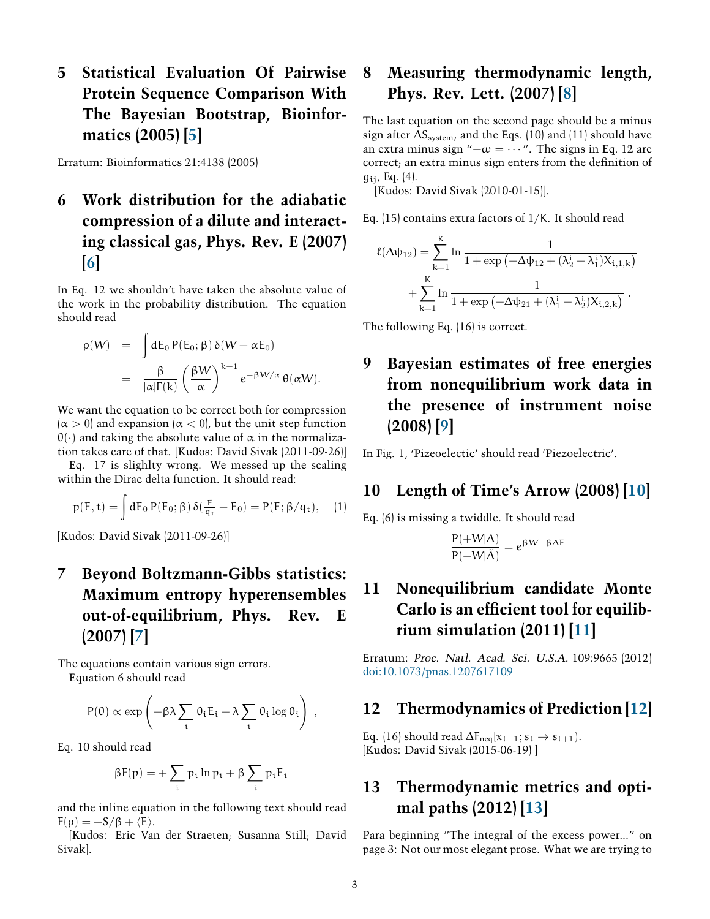## 5 Statistical Evaluation Of Pairwise Protein Sequence Comparison With The Bayesian Bootstrap, Bioinformatics (2005) [5]

Erratum: Bioinformatics 21:4138 (2005)

## 6 Work distribution for the adiabatic compression of a dilute and interacting classical gas, Phys. Rev. E (2007) [6]

In Eq. 12 we shouldn't have taken the absolute value of the work in the probability distribution. The equation should read

$$
\begin{aligned}
\rho(W) &= \int dE_0\, P(E_0;\beta)\,\delta(W-\alpha E_0) \\
&= \frac{\beta}{|\alpha|\Gamma(k)}\left(\frac{\beta W}{\alpha}\right)^{k-1} e^{-\beta W/\alpha}\,\theta(\alpha W).
\end{aligned}
$$

We want the equation to be correct both for compression ($\alpha > 0$) and expansion ($\alpha < 0$), but the unit step function $\theta(\cdot)$ and taking the absolute value of $\alpha$ in the normalization takes care of that. [Kudos: David Sivak (2011-09-26)]

Eq. 17 is slighlty wrong. We messed up the scaling within the Dirac delta function. It should read:

$$
p(E,t) = \int dE_0\, P(E_0;\beta)\,\delta(\tfrac{E}{q_t} - E_0) = P(E;\beta/q_t), \qquad (1)
$$

[Kudos: David Sivak (2011-09-26)]

## 7 Beyond Boltzmann-Gibbs statistics: Maximum entropy hyperensembles out-of-equilibrium, Phys. Rev. E (2007) [7]

The equations contain various sign errors.

Equation 6 should read

$$
P(\theta) \propto \exp\left(-\beta\lambda \sum_i \theta_i E_i - \lambda \sum_i \theta_i \log \theta_i\right),
$$

Eq. 10 should read

$$
\beta F(p) = +\sum_i p_i \ln p_i + \beta \sum_i p_i E_i
$$

and the inline equation in the following text should read $F(\rho) = -S/\beta + \langle E \rangle$.

[Kudos: Eric Van der Straeten; Susanna Still; David Sivak].

## 8 Measuring thermodynamic length, Phys. Rev. Lett. (2007) [8]

The last equation on the second page should be a minus sign after $\Delta S_{\text{system}}$, and the Eqs. (10) and (11) should have an extra minus sign "$-\omega = \cdots$". The signs in Eq. 12 are correct; an extra minus sign enters from the definition of $g_{ij}$, Eq. (4).

[Kudos: David Sivak (2010-01-15)].

Eq. (15) contains extra factors of $1/K$. It should read

$$
\begin{aligned}
\ell(\Delta\psi_{12}) = &\sum_{k=1}^{K} \ln \frac{1}{1+\exp\left(-\Delta\psi_{12} + (\lambda_2^i - \lambda_1^i)X_{i,1,k}\right)} \\
&+ \sum_{k=1}^{K} \ln \frac{1}{1+\exp\left(-\Delta\psi_{21} + (\lambda_1^i - \lambda_2^i)X_{i,2,k}\right)}.
\end{aligned}
$$

The following Eq. (16) is correct.

## 9 Bayesian estimates of free energies from nonequilibrium work data in the presence of instrument noise (2008) [9]

In Fig. 1, 'Pizeoelectic' should read 'Piezoelectric'.

## 10 Length of Time's Arrow (2008) [10]

Eq. (6) is missing a twiddle. It should read

$$
\frac{P(+W|\Lambda)}{P(-W|\tilde{\Lambda})} = e^{\beta W - \beta \Delta F}
$$

## 11 Nonequilibrium candidate Monte Carlo is an efficient tool for equilibrium simulation (2011) [11]

Erratum: *Proc. Natl. Acad. Sci. U.S.A.* 109:9665 (2012) doi:10.1073/pnas.1207617109

## 12 Thermodynamics of Prediction [12]

Eq. (16) should read $\Delta F_{\text{neq}}[x_{t+1}; s_t \to s_{t+1}]$.
[Kudos: David Sivak (2015-06-19) ]

## 13 Thermodynamic metrics and optimal paths (2012) [13]

Para beginning "The integral of the excess power..." on page 3: Not our most elegant prose. What we are trying to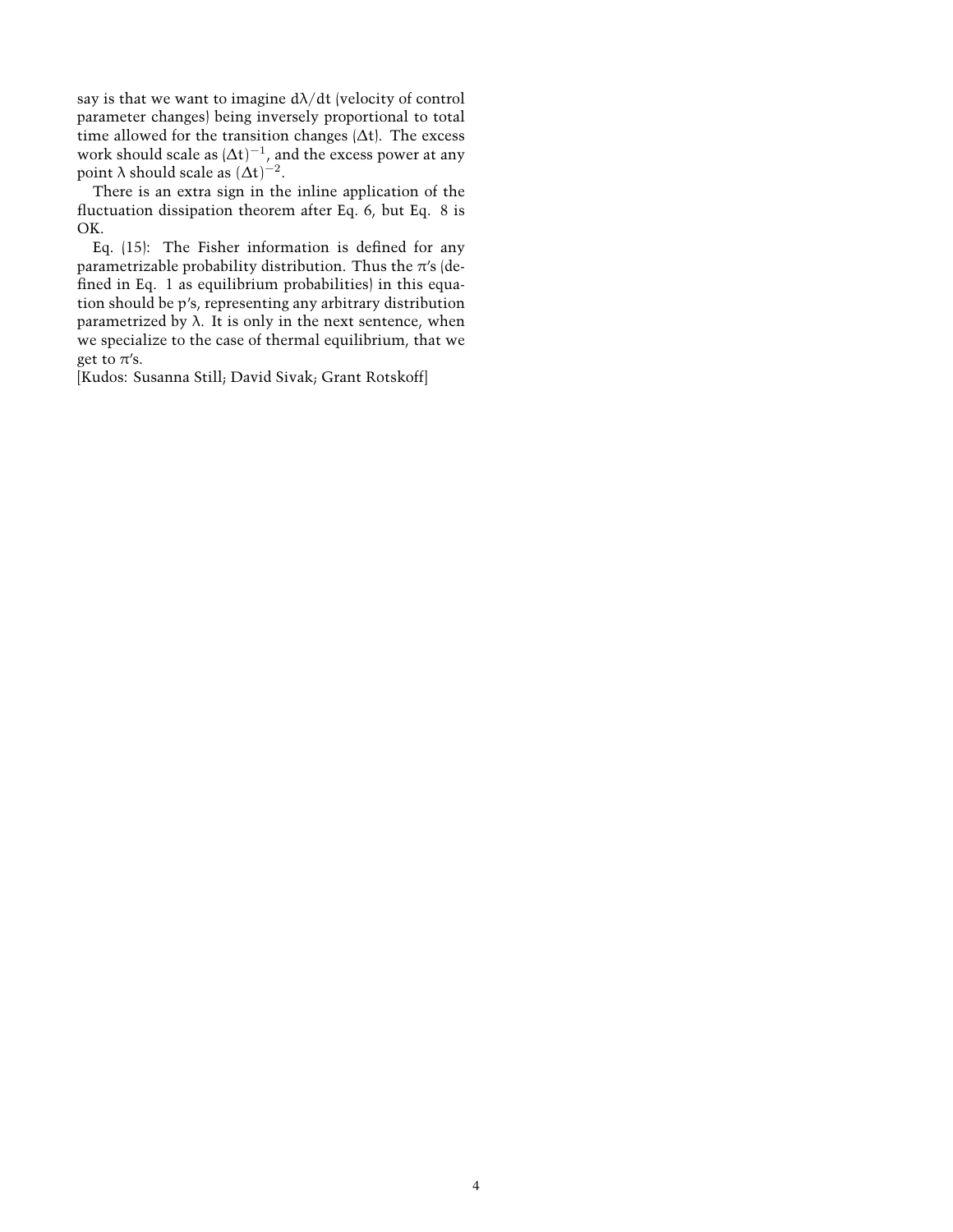say is that we want to imagine $d\lambda/dt$ (velocity of control parameter changes) being inversely proportional to total time allowed for the transition changes ($\Delta t$). The excess work should scale as $(\Delta t)^{-1}$, and the excess power at any point $\lambda$ should scale as $(\Delta t)^{-2}$.

There is an extra sign in the inline application of the fluctuation dissipation theorem after Eq. 6, but Eq. 8 is OK.

Eq. (15): The Fisher information is defined for any parametrizable probability distribution. Thus the $\pi$'s (defined in Eq. 1 as equilibrium probabilities) in this equation should be p's, representing any arbitrary distribution parametrized by $\lambda$. It is only in the next sentence, when we specialize to the case of thermal equilibrium, that we get to $\pi$'s.

[Kudos: Susanna Still; David Sivak; Grant Rotskoff]